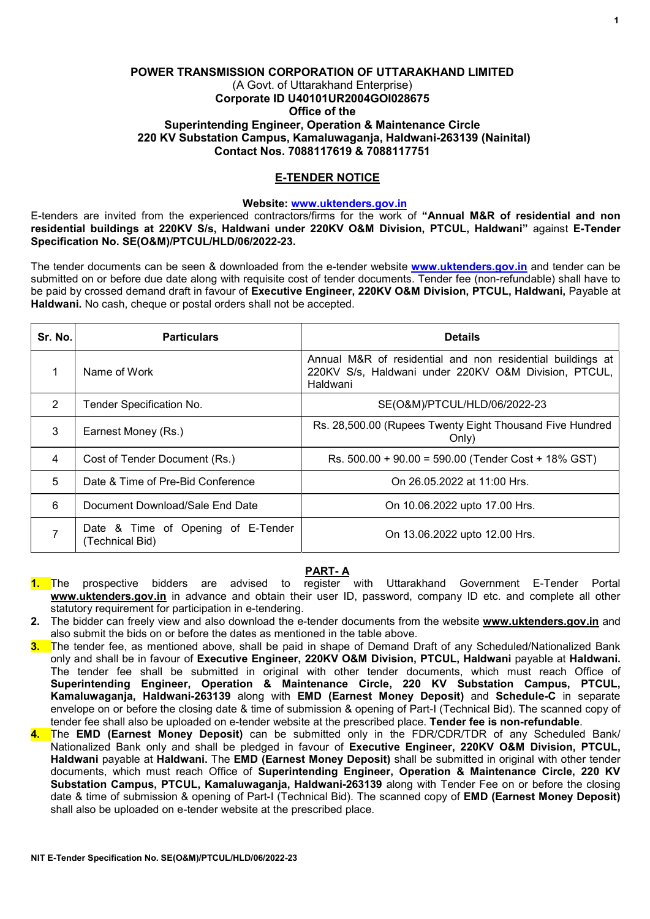**POWER TRANSMISSION CORPORATION OF UTTARAKHAND LIMITED**
(A Govt. of Uttarakhand Enterprise)
**Corporate ID U40101UR2004GOI028675**
**Office of the**
**Superintending Engineer, Operation & Maintenance Circle**
**220 KV Substation Campus, Kamaluwaganja, Haldwani-263139 (Nainital)**
**Contact Nos. 7088117619 & 7088117751**

## E-TENDER NOTICE

**Website: www.uktenders.gov.in**

E-tenders are invited from the experienced contractors/firms for the work of **"Annual M&R of residential and non residential buildings at 220KV S/s, Haldwani under 220KV O&M Division, PTCUL, Haldwani"** against **E-Tender Specification No. SE(O&M)/PTCUL/HLD/06/2022-23.**

The tender documents can be seen & downloaded from the e-tender website **www.uktenders.gov.in** and tender can be submitted on or before due date along with requisite cost of tender documents. Tender fee (non-refundable) shall have to be paid by crossed demand draft in favour of **Executive Engineer, 220KV O&M Division, PTCUL, Haldwani,** Payable at **Haldwani.** No cash, cheque or postal orders shall not be accepted.

| Sr. No. | Particulars | Details |
|---|---|---|
| 1 | Name of Work | Annual M&R of residential and non residential buildings at 220KV S/s, Haldwani under 220KV O&M Division, PTCUL, Haldwani |
| 2 | Tender Specification No. | SE(O&M)/PTCUL/HLD/06/2022-23 |
| 3 | Earnest Money (Rs.) | Rs. 28,500.00 (Rupees Twenty Eight Thousand Five Hundred Only) |
| 4 | Cost of Tender Document (Rs.) | Rs. 500.00 + 90.00 = 590.00 (Tender Cost + 18% GST) |
| 5 | Date & Time of Pre-Bid Conference | On 26.05.2022 at 11:00 Hrs. |
| 6 | Document Download/Sale End Date | On 10.06.2022 upto 17.00 Hrs. |
| 7 | Date & Time of Opening of E-Tender (Technical Bid) | On 13.06.2022 upto 12.00 Hrs. |

## PART- A

1. The prospective bidders are advised to register with Uttarakhand Government E-Tender Portal **www.uktenders.gov.in** in advance and obtain their user ID, password, company ID etc. and complete all other statutory requirement for participation in e-tendering.
2. The bidder can freely view and also download the e-tender documents from the website **www.uktenders.gov.in** and also submit the bids on or before the dates as mentioned in the table above.
3. The tender fee, as mentioned above, shall be paid in shape of Demand Draft of any Scheduled/Nationalized Bank only and shall be in favour of **Executive Engineer, 220KV O&M Division, PTCUL, Haldwani** payable at **Haldwani.** The tender fee shall be submitted in original with other tender documents, which must reach Office of **Superintending Engineer, Operation & Maintenance Circle, 220 KV Substation Campus, PTCUL, Kamaluwaganja, Haldwani-263139** along with **EMD (Earnest Money Deposit)** and **Schedule-C** in separate envelope on or before the closing date & time of submission & opening of Part-I (Technical Bid). The scanned copy of tender fee shall also be uploaded on e-tender website at the prescribed place. **Tender fee is non-refundable**.
4. The **EMD (Earnest Money Deposit)** can be submitted only in the FDR/CDR/TDR of any Scheduled Bank/ Nationalized Bank only and shall be pledged in favour of **Executive Engineer, 220KV O&M Division, PTCUL, Haldwani** payable at **Haldwani.** The **EMD (Earnest Money Deposit)** shall be submitted in original with other tender documents, which must reach Office of **Superintending Engineer, Operation & Maintenance Circle, 220 KV Substation Campus, PTCUL, Kamaluwaganja, Haldwani-263139** along with Tender Fee on or before the closing date & time of submission & opening of Part-I (Technical Bid). The scanned copy of **EMD (Earnest Money Deposit)** shall also be uploaded on e-tender website at the prescribed place.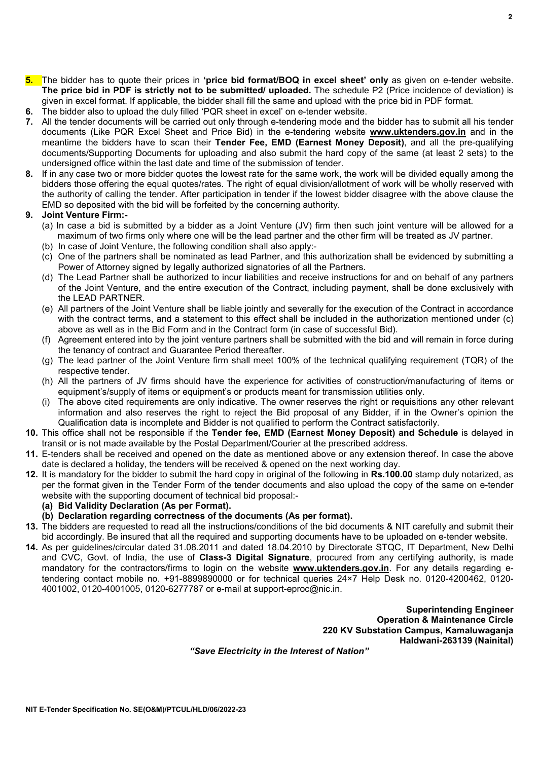**5.** The bidder has to quote their prices in **'price bid format/BOQ in excel sheet' only** as given on e-tender website. **The price bid in PDF is strictly not to be submitted/ uploaded.** The schedule P2 (Price incidence of deviation) is given in excel format. If applicable, the bidder shall fill the same and upload with the price bid in PDF format.

**6.** The bidder also to upload the duly filled 'PQR sheet in excel' on e-tender website.

**7.** All the tender documents will be carried out only through e-tendering mode and the bidder has to submit all his tender documents (Like PQR Excel Sheet and Price Bid) in the e-tendering website **www.uktenders.gov.in** and in the meantime the bidders have to scan their **Tender Fee, EMD (Earnest Money Deposit)**, and all the pre-qualifying documents/Supporting Documents for uploading and also submit the hard copy of the same (at least 2 sets) to the undersigned office within the last date and time of the submission of tender.

**8.** If in any case two or more bidder quotes the lowest rate for the same work, the work will be divided equally among the bidders those offering the equal quotes/rates. The right of equal division/allotment of work will be wholly reserved with the authority of calling the tender. After participation in tender if the lowest bidder disagree with the above clause the EMD so deposited with the bid will be forfeited by the concerning authority.

**9. Joint Venture Firm:-**

(a) In case a bid is submitted by a bidder as a Joint Venture (JV) firm then such joint venture will be allowed for a maximum of two firms only where one will be the lead partner and the other firm will be treated as JV partner.

(b) In case of Joint Venture, the following condition shall also apply:-

(c) One of the partners shall be nominated as lead Partner, and this authorization shall be evidenced by submitting a Power of Attorney signed by legally authorized signatories of all the Partners.

(d) The Lead Partner shall be authorized to incur liabilities and receive instructions for and on behalf of any partners of the Joint Venture, and the entire execution of the Contract, including payment, shall be done exclusively with the LEAD PARTNER.

(e) All partners of the Joint Venture shall be liable jointly and severally for the execution of the Contract in accordance with the contract terms, and a statement to this effect shall be included in the authorization mentioned under (c) above as well as in the Bid Form and in the Contract form (in case of successful Bid).

(f) Agreement entered into by the joint venture partners shall be submitted with the bid and will remain in force during the tenancy of contract and Guarantee Period thereafter.

(g) The lead partner of the Joint Venture firm shall meet 100% of the technical qualifying requirement (TQR) of the respective tender.

(h) All the partners of JV firms should have the experience for activities of construction/manufacturing of items or equipment's/supply of items or equipment's or products meant for transmission utilities only.

(i) The above cited requirements are only indicative. The owner reserves the right or requisitions any other relevant information and also reserves the right to reject the Bid proposal of any Bidder, if in the Owner's opinion the Qualification data is incomplete and Bidder is not qualified to perform the Contract satisfactorily.

**10.** This office shall not be responsible if the **Tender fee, EMD (Earnest Money Deposit) and Schedule** is delayed in transit or is not made available by the Postal Department/Courier at the prescribed address.

**11.** E-tenders shall be received and opened on the date as mentioned above or any extension thereof. In case the above date is declared a holiday, the tenders will be received & opened on the next working day.

**12.** It is mandatory for the bidder to submit the hard copy in original of the following in **Rs.100.00** stamp duly notarized, as per the format given in the Tender Form of the tender documents and also upload the copy of the same on e-tender website with the supporting document of technical bid proposal:-

**(a) Bid Validity Declaration (As per Format).**

**(b) Declaration regarding correctness of the documents (As per format).**

**13.** The bidders are requested to read all the instructions/conditions of the bid documents & NIT carefully and submit their bid accordingly. Be insured that all the required and supporting documents have to be uploaded on e-tender website.

**14.** As per guidelines/circular dated 31.08.2011 and dated 18.04.2010 by Directorate STQC, IT Department, New Delhi and CVC, Govt. of India, the use of **Class-3 Digital Signature**, procured from any certifying authority, is made mandatory for the contractors/firms to login on the website **www.uktenders.gov.in**. For any details regarding e-tendering contact mobile no. +91-8899890000 or for technical queries 24×7 Help Desk no. 0120-4200462, 0120-4001002, 0120-4001005, 0120-6277787 or e-mail at support-eproc@nic.in.

**Superintending Engineer**
**Operation & Maintenance Circle**
**220 KV Substation Campus, Kamaluwaganja**
**Haldwani-263139 (Nainital)**

***"Save Electricity in the Interest of Nation"***

**NIT E-Tender Specification No. SE(O&M)/PTCUL/HLD/06/2022-23**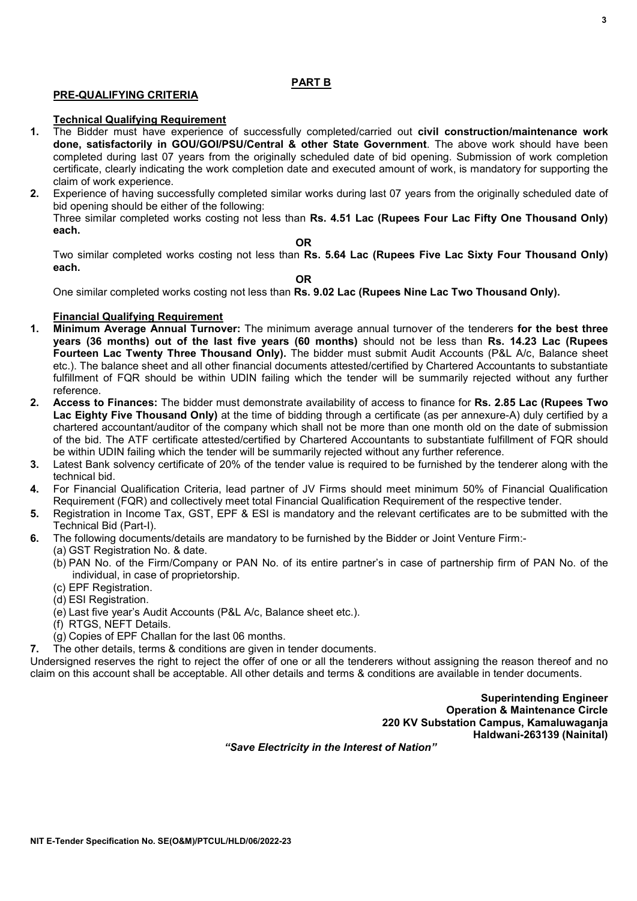## PART B

### PRE-QUALIFYING CRITERIA

#### Technical Qualifying Requirement

1. The Bidder must have experience of successfully completed/carried out **civil construction/maintenance work done, satisfactorily in GOU/GOI/PSU/Central & other State Government**. The above work should have been completed during last 07 years from the originally scheduled date of bid opening. Submission of work completion certificate, clearly indicating the work completion date and executed amount of work, is mandatory for supporting the claim of work experience.
2. Experience of having successfully completed similar works during last 07 years from the originally scheduled date of bid opening should be either of the following:

   Three similar completed works costing not less than **Rs. 4.51 Lac (Rupees Four Lac Fifty One Thousand Only) each.**

   **OR**

   Two similar completed works costing not less than **Rs. 5.64 Lac (Rupees Five Lac Sixty Four Thousand Only) each.**

   **OR**

   One similar completed works costing not less than **Rs. 9.02 Lac (Rupees Nine Lac Two Thousand Only).**

#### Financial Qualifying Requirement

1. **Minimum Average Annual Turnover:** The minimum average annual turnover of the tenderers **for the best three years (36 months) out of the last five years (60 months)** should not be less than **Rs. 14.23 Lac (Rupees Fourteen Lac Twenty Three Thousand Only).** The bidder must submit Audit Accounts (P&L A/c, Balance sheet etc.). The balance sheet and all other financial documents attested/certified by Chartered Accountants to substantiate fulfillment of FQR should be within UDIN failing which the tender will be summarily rejected without any further reference.
2. **Access to Finances:** The bidder must demonstrate availability of access to finance for **Rs. 2.85 Lac (Rupees Two Lac Eighty Five Thousand Only)** at the time of bidding through a certificate (as per annexure-A) duly certified by a chartered accountant/auditor of the company which shall not be more than one month old on the date of submission of the bid. The ATF certificate attested/certified by Chartered Accountants to substantiate fulfillment of FQR should be within UDIN failing which the tender will be summarily rejected without any further reference.
3. Latest Bank solvency certificate of 20% of the tender value is required to be furnished by the tenderer along with the technical bid.
4. For Financial Qualification Criteria, lead partner of JV Firms should meet minimum 50% of Financial Qualification Requirement (FQR) and collectively meet total Financial Qualification Requirement of the respective tender.
5. Registration in Income Tax, GST, EPF & ESI is mandatory and the relevant certificates are to be submitted with the Technical Bid (Part-I).
6. The following documents/details are mandatory to be furnished by the Bidder or Joint Venture Firm:-
   (a) GST Registration No. & date.
   (b) PAN No. of the Firm/Company or PAN No. of its entire partner's in case of partnership firm of PAN No. of the individual, in case of proprietorship.
   (c) EPF Registration.
   (d) ESI Registration.
   (e) Last five year's Audit Accounts (P&L A/c, Balance sheet etc.).
   (f) RTGS, NEFT Details.
   (g) Copies of EPF Challan for the last 06 months.
7. The other details, terms & conditions are given in tender documents.

Undersigned reserves the right to reject the offer of one or all the tenderers without assigning the reason thereof and no claim on this account shall be acceptable. All other details and terms & conditions are available in tender documents.

**Superintending Engineer**
**Operation & Maintenance Circle**
**220 KV Substation Campus, Kamaluwaganja**
**Haldwani-263139 (Nainital)**

***"Save Electricity in the Interest of Nation"***

NIT E-Tender Specification No. SE(O&M)/PTCUL/HLD/06/2022-23